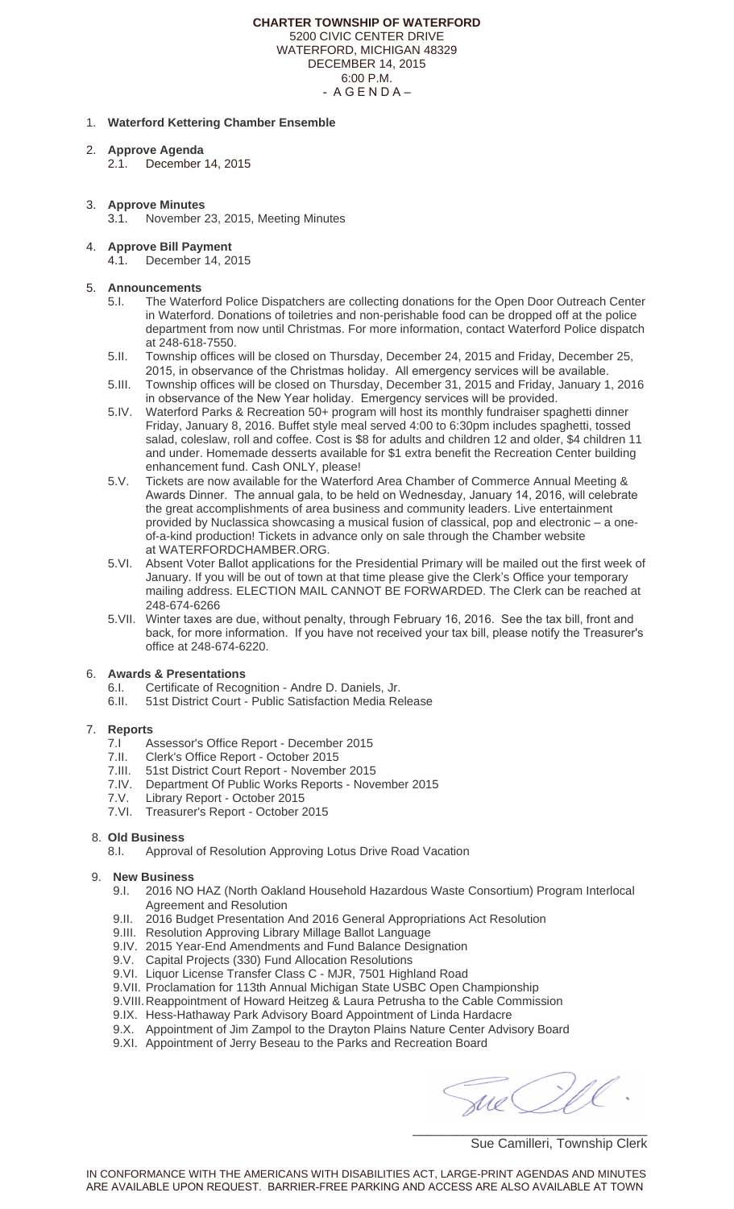**CHARTER TOWNSHIP OF WATERFORD**
5200 CIVIC CENTER DRIVE
WATERFORD, MICHIGAN 48329
DECEMBER 14, 2015
6:00 P.M.
- A G E N D A –

1. **Waterford Kettering Chamber Ensemble**

2. **Approve Agenda**
   - 2.1. December 14, 2015

3. **Approve Minutes**
   - 3.1. November 23, 2015, Meeting Minutes

4. **Approve Bill Payment**
   - 4.1. December 14, 2015

5. **Announcements**
   - 5.I. The Waterford Police Dispatchers are collecting donations for the Open Door Outreach Center in Waterford. Donations of toiletries and non-perishable food can be dropped off at the police department from now until Christmas. For more information, contact Waterford Police dispatch at 248-618-7550.
   - 5.II. Township offices will be closed on Thursday, December 24, 2015 and Friday, December 25, 2015, in observance of the Christmas holiday. All emergency services will be available.
   - 5.III. Township offices will be closed on Thursday, December 31, 2015 and Friday, January 1, 2016 in observance of the New Year holiday. Emergency services will be provided.
   - 5.IV. Waterford Parks & Recreation 50+ program will host its monthly fundraiser spaghetti dinner Friday, January 8, 2016. Buffet style meal served 4:00 to 6:30pm includes spaghetti, tossed salad, coleslaw, roll and coffee. Cost is $8 for adults and children 12 and older, $4 children 11 and under. Homemade desserts available for $1 extra benefit the Recreation Center building enhancement fund. Cash ONLY, please!
   - 5.V. Tickets are now available for the Waterford Area Chamber of Commerce Annual Meeting & Awards Dinner. The annual gala, to be held on Wednesday, January 14, 2016, will celebrate the great accomplishments of area business and community leaders. Live entertainment provided by Nuclassica showcasing a musical fusion of classical, pop and electronic – a one-of-a-kind production! Tickets in advance only on sale through the Chamber website at WATERFORDCHAMBER.ORG.
   - 5.VI. Absent Voter Ballot applications for the Presidential Primary will be mailed out the first week of January. If you will be out of town at that time please give the Clerk's Office your temporary mailing address. ELECTION MAIL CANNOT BE FORWARDED. The Clerk can be reached at 248-674-6266
   - 5.VII. Winter taxes are due, without penalty, through February 16, 2016. See the tax bill, front and back, for more information. If you have not received your tax bill, please notify the Treasurer's office at 248-674-6220.

6. **Awards & Presentations**
   - 6.I. Certificate of Recognition - Andre D. Daniels, Jr.
   - 6.II. 51st District Court - Public Satisfaction Media Release

7. **Reports**
   - 7.I Assessor's Office Report - December 2015
   - 7.II. Clerk's Office Report - October 2015
   - 7.III. 51st District Court Report - November 2015
   - 7.IV. Department Of Public Works Reports - November 2015
   - 7.V. Library Report - October 2015
   - 7.VI. Treasurer's Report - October 2015

8. **Old Business**
   - 8.I. Approval of Resolution Approving Lotus Drive Road Vacation

9. **New Business**
   - 9.I. 2016 NO HAZ (North Oakland Household Hazardous Waste Consortium) Program Interlocal Agreement and Resolution
   - 9.II. 2016 Budget Presentation And 2016 General Appropriations Act Resolution
   - 9.III. Resolution Approving Library Millage Ballot Language
   - 9.IV. 2015 Year-End Amendments and Fund Balance Designation
   - 9.V. Capital Projects (330) Fund Allocation Resolutions
   - 9.VI. Liquor License Transfer Class C - MJR, 7501 Highland Road
   - 9.VII. Proclamation for 113th Annual Michigan State USBC Open Championship
   - 9.VIII. Reappointment of Howard Heitzeg & Laura Petrusha to the Cable Commission
   - 9.IX. Hess-Hathaway Park Advisory Board Appointment of Linda Hardacre
   - 9.X. Appointment of Jim Zampol to the Drayton Plains Nature Center Advisory Board
   - 9.XI. Appointment of Jerry Beseau to the Parks and Recreation Board

Sue Camilleri, Township Clerk

IN CONFORMANCE WITH THE AMERICANS WITH DISABILITIES ACT, LARGE-PRINT AGENDAS AND MINUTES ARE AVAILABLE UPON REQUEST. BARRIER-FREE PARKING AND ACCESS ARE ALSO AVAILABLE AT TOWN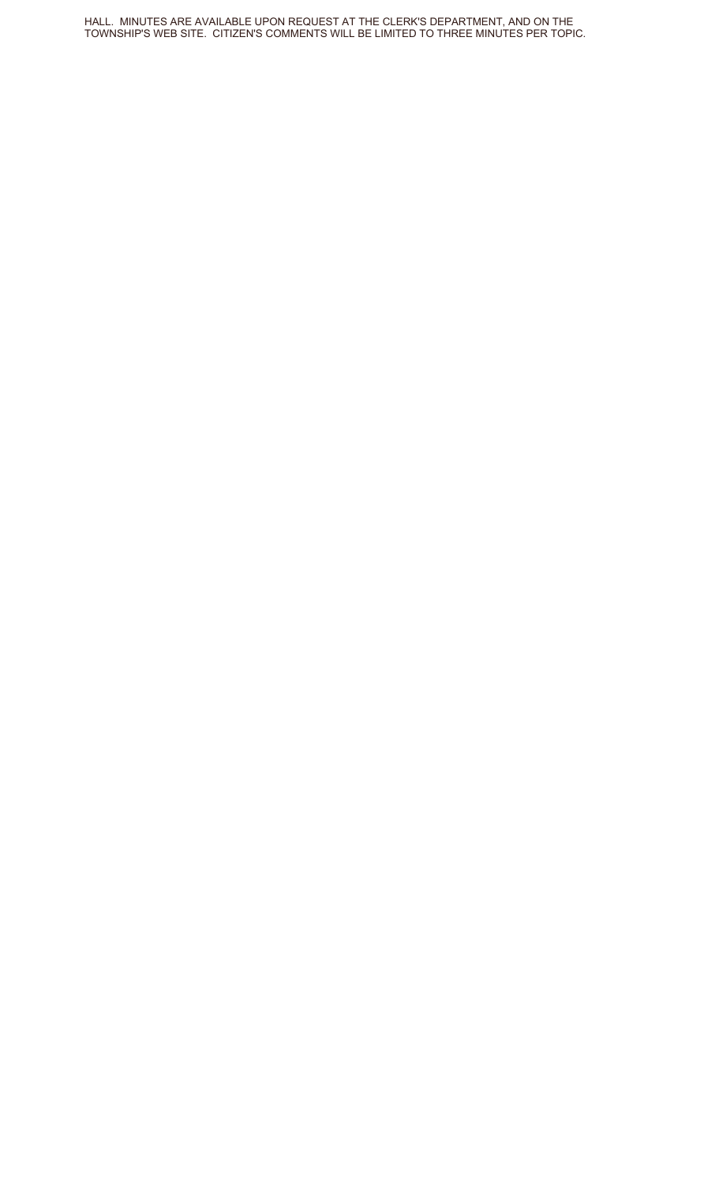HALL. MINUTES ARE AVAILABLE UPON REQUEST AT THE CLERK'S DEPARTMENT, AND ON THE TOWNSHIP'S WEB SITE. CITIZEN'S COMMENTS WILL BE LIMITED TO THREE MINUTES PER TOPIC.